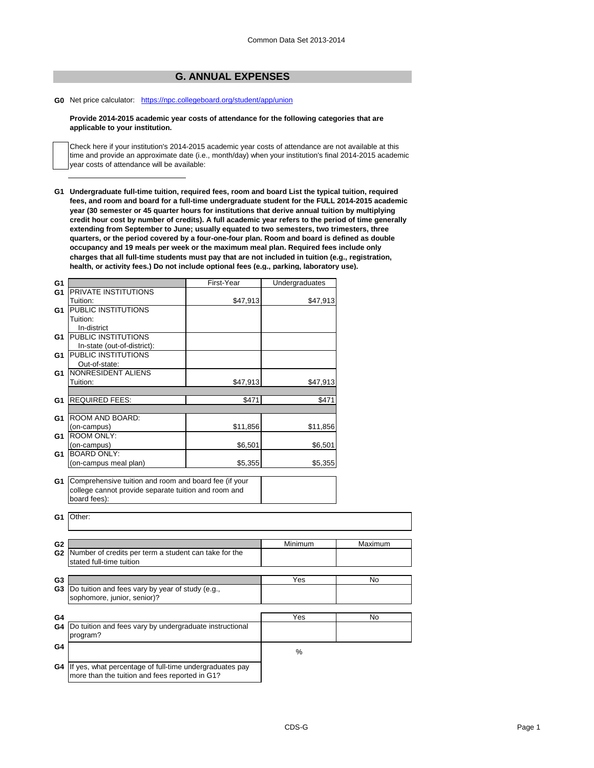## G. ANNUAL EXPENSES

**G0** Net price calculator: https://npc.collegeboard.org/student/app/union

**Provide 2014-2015 academic year costs of attendance for the following categories that are applicable to your institution.**

☐ Check here if your institution's 2014-2015 academic year costs of attendance are not available at this time and provide an approximate date (i.e., month/day) when your institution's final 2014-2015 academic year costs of attendance will be available:

**G1 Undergraduate full-time tuition, required fees, room and board List the typical tuition, required fees, and room and board for a full-time undergraduate student for the FULL 2014-2015 academic year (30 semester or 45 quarter hours for institutions that derive annual tuition by multiplying credit hour cost by number of credits). A full academic year refers to the period of time generally extending from September to June; usually equated to two semesters, two trimesters, three quarters, or the period covered by a four-one-four plan. Room and board is defined as double occupancy and 19 meals per week or the maximum meal plan. Required fees include only charges that all full-time students must pay that are not included in tuition (e.g., registration, health, or activity fees.) Do not include optional fees (e.g., parking, laboratory use).**

| | | First-Year | Undergraduates |
|---|---|---|---|
| G1 | PRIVATE INSTITUTIONS Tuition: | $47,913 | $47,913 |
| G1 | PUBLIC INSTITUTIONS Tuition: In-district | | |
| G1 | PUBLIC INSTITUTIONS In-state (out-of-district): | | |
| G1 | PUBLIC INSTITUTIONS Out-of-state: | | |
| G1 | NONRESIDENT ALIENS Tuition: | $47,913 | $47,913 |
| G1 | REQUIRED FEES: | $471 | $471 |
| G1 | ROOM AND BOARD: (on-campus) | $11,856 | $11,856 |
| G1 | ROOM ONLY: (on-campus) | $6,501 | $6,501 |
| G1 | BOARD ONLY: (on-campus meal plan) | $5,355 | $5,355 |

| | | |
|---|---|---|
| G1 | Comprehensive tuition and room and board fee (if your college cannot provide separate tuition and room and board fees): | |
| G1 | Other: | |

| | | Minimum | Maximum |
|---|---|---|---|
| G2 | Number of credits per term a student can take for the stated full-time tuition | | |

| | | Yes | No |
|---|---|---|---|
| G3 | Do tuition and fees vary by year of study (e.g., sophomore, junior, senior)? | | |

| | | Yes | No |
|---|---|---|---|
| G4 | Do tuition and fees vary by undergraduate instructional program? | | |

| | | % |
|---|---|---|
| G4 | If yes, what percentage of full-time undergraduates pay more than the tuition and fees reported in G1? | |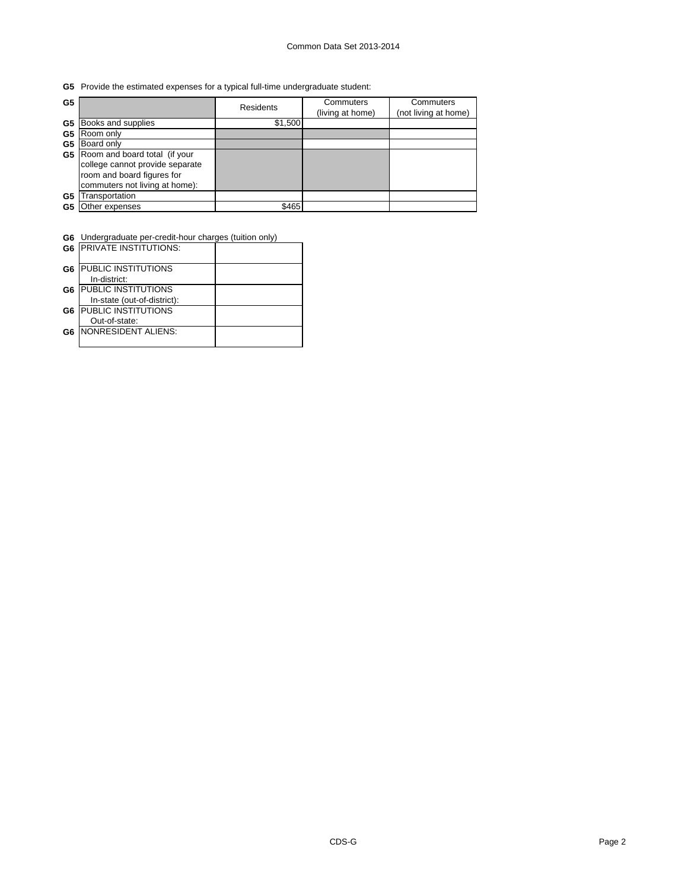**G5** Provide the estimated expenses for a typical full-time undergraduate student:

| G5 | | Residents | Commuters (living at home) | Commuters (not living at home) |
|---|---|---|---|---|
| G5 | Books and supplies | $1,500 | | |
| G5 | Room only | | | |
| G5 | Board only | | | |
| G5 | Room and board total (if your college cannot provide separate room and board figures for commuters not living at home): | | | |
| G5 | Transportation | | | |
| G5 | Other expenses | $465 | | |

**G6** Undergraduate per-credit-hour charges (tuition only)

| | | |
|---|---|---|
| G6 | PRIVATE INSTITUTIONS: | |
| G6 | PUBLIC INSTITUTIONS In-district: | |
| G6 | PUBLIC INSTITUTIONS In-state (out-of-district): | |
| G6 | PUBLIC INSTITUTIONS Out-of-state: | |
| G6 | NONRESIDENT ALIENS: | |